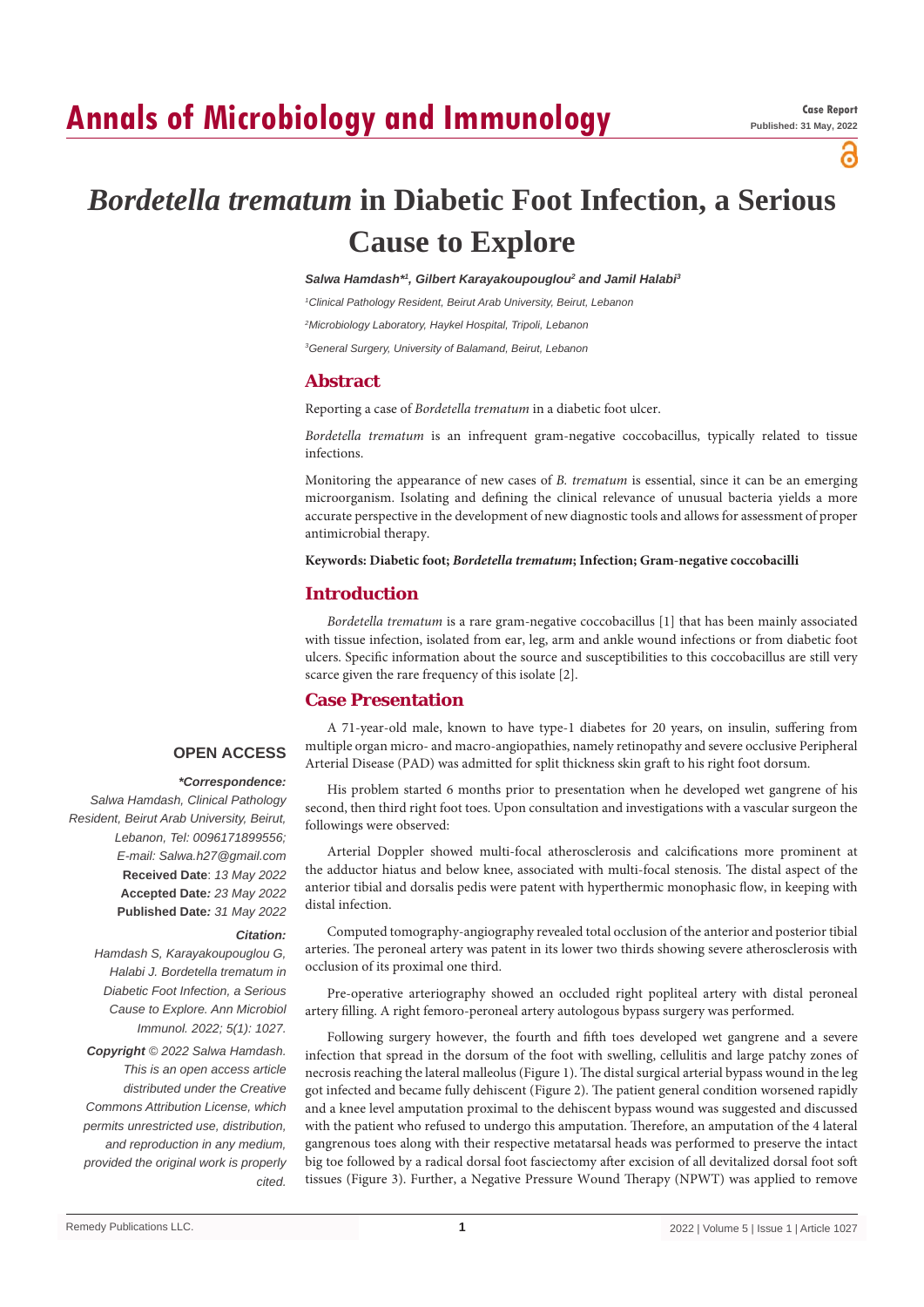# Annals of Microbiology and Immunology

**Case Report**
**Published: 31 May, 2022**

# *Bordetella trematum* in Diabetic Foot Infection, a Serious Cause to Explore

***Salwa Hamdash\*[1], Gilbert Karayakoupouglou[2] and Jamil Halabi[3]***

*[1]Clinical Pathology Resident, Beirut Arab University, Beirut, Lebanon*

*[2]Microbiology Laboratory, Haykel Hospital, Tripoli, Lebanon*

*[3]General Surgery, University of Balamand, Beirut, Lebanon*

## Abstract

Reporting a case of *Bordetella trematum* in a diabetic foot ulcer.

*Bordetella trematum* is an infrequent gram-negative coccobacillus, typically related to tissue infections.

Monitoring the appearance of new cases of *B. trematum* is essential, since it can be an emerging microorganism. Isolating and defining the clinical relevance of unusual bacteria yields a more accurate perspective in the development of new diagnostic tools and allows for assessment of proper antimicrobial therapy.

**Keywords: Diabetic foot; *Bordetella trematum*; Infection; Gram-negative coccobacilli**

## Introduction

*Bordetella trematum* is a rare gram-negative coccobacillus [1] that has been mainly associated with tissue infection, isolated from ear, leg, arm and ankle wound infections or from diabetic foot ulcers. Specific information about the source and susceptibilities to this coccobacillus are still very scarce given the rare frequency of this isolate [2].

## Case Presentation

A 71-year-old male, known to have type-1 diabetes for 20 years, on insulin, suffering from multiple organ micro- and macro-angiopathies, namely retinopathy and severe occlusive Peripheral Arterial Disease (PAD) was admitted for split thickness skin graft to his right foot dorsum.

His problem started 6 months prior to presentation when he developed wet gangrene of his second, then third right foot toes. Upon consultation and investigations with a vascular surgeon the followings were observed:

Arterial Doppler showed multi-focal atherosclerosis and calcifications more prominent at the adductor hiatus and below knee, associated with multi-focal stenosis. The distal aspect of the anterior tibial and dorsalis pedis were patent with hyperthermic monophasic flow, in keeping with distal infection.

Computed tomography-angiography revealed total occlusion of the anterior and posterior tibial arteries. The peroneal artery was patent in its lower two thirds showing severe atherosclerosis with occlusion of its proximal one third.

Pre-operative arteriography showed an occluded right popliteal artery with distal peroneal artery filling. A right femoro-peroneal artery autologous bypass surgery was performed.

Following surgery however, the fourth and fifth toes developed wet gangrene and a severe infection that spread in the dorsum of the foot with swelling, cellulitis and large patchy zones of necrosis reaching the lateral malleolus (Figure 1). The distal surgical arterial bypass wound in the leg got infected and became fully dehiscent (Figure 2). The patient general condition worsened rapidly and a knee level amputation proximal to the dehiscent bypass wound was suggested and discussed with the patient who refused to undergo this amputation. Therefore, an amputation of the 4 lateral gangrenous toes along with their respective metatarsal heads was performed to preserve the intact big toe followed by a radical dorsal foot fasciectomy after excision of all devitalized dorsal foot soft tissues (Figure 3). Further, a Negative Pressure Wound Therapy (NPWT) was applied to remove

**OPEN ACCESS**

***\*Correspondence:***

*Salwa Hamdash, Clinical Pathology Resident, Beirut Arab University, Beirut, Lebanon, Tel: 0096171899556;*
*E-mail: Salwa.h27@gmail.com*

**Received Date**: *13 May 2022*
**Accepted Date**: *23 May 2022*
**Published Date**: *31 May 2022*

***Citation:***

*Hamdash S, Karayakoupouglou G, Halabi J. Bordetella trematum in Diabetic Foot Infection, a Serious Cause to Explore. Ann Microbiol Immunol. 2022; 5(1): 1027.*

***Copyright** © 2022 Salwa Hamdash. This is an open access article distributed under the Creative Commons Attribution License, which permits unrestricted use, distribution, and reproduction in any medium, provided the original work is properly cited.*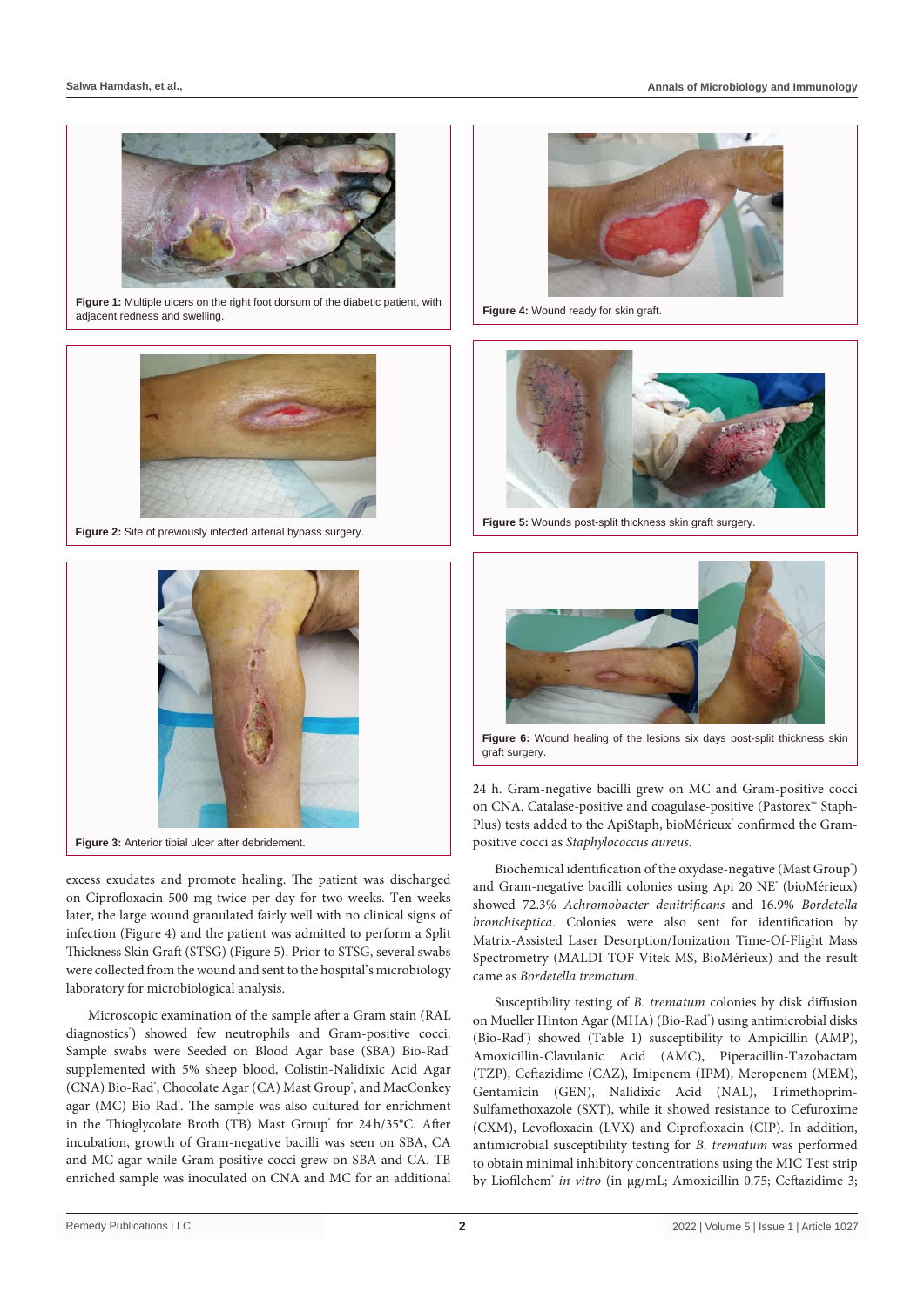Figure 1: Multiple ulcers on the right foot dorsum of the diabetic patient, with adjacent redness and swelling.

Figure 2: Site of previously infected arterial bypass surgery.

Figure 3: Anterior tibial ulcer after debridement.

excess exudates and promote healing. The patient was discharged on Ciprofloxacin 500 mg twice per day for two weeks. Ten weeks later, the large wound granulated fairly well with no clinical signs of infection (Figure 4) and the patient was admitted to perform a Split Thickness Skin Graft (STSG) (Figure 5). Prior to STSG, several swabs were collected from the wound and sent to the hospital's microbiology laboratory for microbiological analysis.

Microscopic examination of the sample after a Gram stain (RAL diagnostics®) showed few neutrophils and Gram-positive cocci. Sample swabs were Seeded on Blood Agar base (SBA) Bio-Rad® supplemented with 5% sheep blood, Colistin-Nalidixic Acid Agar (CNA) Bio-Rad®, Chocolate Agar (CA) Mast Group®, and MacConkey agar (MC) Bio-Rad®. The sample was also cultured for enrichment in the Thioglycolate Broth (TB) Mast Group® for 24 h/35°C. After incubation, growth of Gram-negative bacilli was seen on SBA, CA and MC agar while Gram-positive cocci grew on SBA and CA. TB enriched sample was inoculated on CNA and MC for an additional

Figure 4: Wound ready for skin graft.

Figure 5: Wounds post-split thickness skin graft surgery.

Figure 6: Wound healing of the lesions six days post-split thickness skin graft surgery.

24 h. Gram-negative bacilli grew on MC and Gram-positive cocci on CNA. Catalase-positive and coagulase-positive (Pastorex™ Staph-Plus) tests added to the ApiStaph, bioMérieux® confirmed the Gram-positive cocci as *Staphylococcus aureus*.

Biochemical identification of the oxydase-negative (Mast Group®) and Gram-negative bacilli colonies using Api 20 NE® (bioMérieux) showed 72.3% *Achromobacter denitrificans* and 16.9% *Bordetella bronchiseptica*. Colonies were also sent for identification by Matrix-Assisted Laser Desorption/Ionization Time-Of-Flight Mass Spectrometry (MALDI-TOF Vitek-MS, BioMérieux) and the result came as *Bordetella trematum*.

Susceptibility testing of *B. trematum* colonies by disk diffusion on Mueller Hinton Agar (MHA) (Bio-Rad®) using antimicrobial disks (Bio-Rad®) showed (Table 1) susceptibility to Ampicillin (AMP), Amoxicillin-Clavulanic Acid (AMC), Piperacillin-Tazobactam (TZP), Ceftazidime (CAZ), Imipenem (IPM), Meropenem (MEM), Gentamicin (GEN), Nalidixic Acid (NAL), Trimethoprim-Sulfamethoxazole (SXT), while it showed resistance to Cefuroxime (CXM), Levofloxacin (LVX) and Ciprofloxacin (CIP). In addition, antimicrobial susceptibility testing for *B. trematum* was performed to obtain minimal inhibitory concentrations using the MIC Test strip by Liofilchem® *in vitro* (in µg/mL; Amoxicillin 0.75; Ceftazidime 3;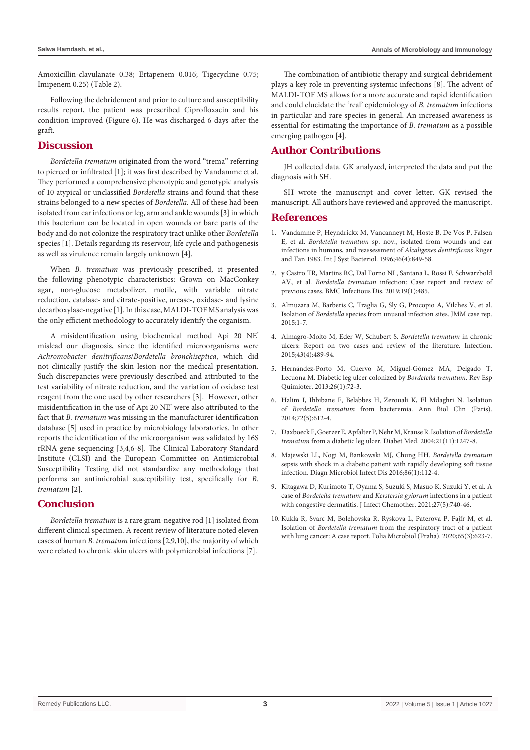Amoxicillin-clavulanate 0.38; Ertapenem 0.016; Tigecycline 0.75; Imipenem 0.25) (Table 2).

Following the debridement and prior to culture and susceptibility results report, the patient was prescribed Ciprofloxacin and his condition improved (Figure 6). He was discharged 6 days after the graft.

## Discussion

*Bordetella trematum* originated from the word "trema" referring to pierced or infiltrated [1]; it was first described by Vandamme et al. They performed a comprehensive phenotypic and genotypic analysis of 10 atypical or unclassified *Bordetella* strains and found that these strains belonged to a new species of *Bordetella*. All of these had been isolated from ear infections or leg, arm and ankle wounds [3] in which this bacterium can be located in open wounds or bare parts of the body and do not colonize the respiratory tract unlike other *Bordetella* species [1]. Details regarding its reservoir, life cycle and pathogenesis as well as virulence remain largely unknown [4].

When *B. trematum* was previously prescribed, it presented the following phenotypic characteristics: Grown on MacConkey agar, non-glucose metabolizer, motile, with variable nitrate reduction, catalase- and citrate-positive, urease-, oxidase- and lysine decarboxylase-negative [1]. In this case, MALDI-TOF MS analysis was the only efficient methodology to accurately identify the organism.

A misidentification using biochemical method Api 20 NE® mislead our diagnosis, since the identified microorganisms were *Achromobacter denitrificans*/*Bordetella bronchiseptica*, which did not clinically justify the skin lesion nor the medical presentation. Such discrepancies were previously described and attributed to the test variability of nitrate reduction, and the variation of oxidase test reagent from the one used by other researchers [3]. However, other misidentification in the use of Api 20 NE® were also attributed to the fact that *B. trematum* was missing in the manufacturer identification database [5] used in practice by microbiology laboratories. In other reports the identification of the microorganism was validated by 16S rRNA gene sequencing [3,4,6-8]. The Clinical Laboratory Standard Institute (CLSI) and the European Committee on Antimicrobial Susceptibility Testing did not standardize any methodology that performs an antimicrobial susceptibility test, specifically for *B. trematum* [2].

## Conclusion

*Bordetella trematum* is a rare gram-negative rod [1] isolated from different clinical specimen. A recent review of literature noted eleven cases of human *B. trematum* infections [2,9,10], the majority of which were related to chronic skin ulcers with polymicrobial infections [7].

The combination of antibiotic therapy and surgical debridement plays a key role in preventing systemic infections [8]. The advent of MALDI-TOF MS allows for a more accurate and rapid identification and could elucidate the 'real' epidemiology of *B. trematum* infections in particular and rare species in general. An increased awareness is essential for estimating the importance of *B. trematum* as a possible emerging pathogen [4].

## Author Contributions

JH collected data. GK analyzed, interpreted the data and put the diagnosis with SH.

SH wrote the manuscript and cover letter. GK revised the manuscript. All authors have reviewed and approved the manuscript.

## References

1. Vandamme P, Heyndrickx M, Vancanneyt M, Hoste B, De Vos P, Falsen E, et al. *Bordetella trematum* sp. nov., isolated from wounds and ear infections in humans, and reassessment of *Alcaligenes denitrificans* Rüger and Tan 1983. Int J Syst Bacteriol. 1996;46(4):849-58.
2. y Castro TR, Martins RC, Dal Forno NL, Santana L, Rossi F, Schwarzbold AV, et al. *Bordetella trematum* infection: Case report and review of previous cases. BMC Infectious Dis. 2019;19(1):485.
3. Almuzara M, Barberis C, Traglia G, Sly G, Procopio A, Vilches V, et al. Isolation of *Bordetella* species from unusual infection sites. JMM case rep. 2015:1-7.
4. Almagro-Molto M, Eder W, Schubert S. *Bordetella trematum* in chronic ulcers: Report on two cases and review of the literature. Infection. 2015;43(4):489-94.
5. Hernández-Porto M, Cuervo M, Miguel-Gómez MA, Delgado T, Lecuona M. Diabetic leg ulcer colonized by *Bordetella trematum*. Rev Esp Quimioter. 2013;26(1):72-3.
6. Halim I, Ihbibane F, Belabbes H, Zerouali K, El Mdaghri N. Isolation of *Bordetella trematum* from bacteremia. Ann Biol Clin (Paris). 2014;72(5):612-4.
7. Daxboeck F, Goerzer E, Apfalter P, Nehr M, Krause R. Isolation of *Bordetella trematum* from a diabetic leg ulcer. Diabet Med. 2004;21(11):1247-8.
8. Majewski LL, Nogi M, Bankowski MJ, Chung HH. *Bordetella trematum* sepsis with shock in a diabetic patient with rapidly developing soft tissue infection. Diagn Microbiol Infect Dis 2016;86(1):112-4.
9. Kitagawa D, Kurimoto T, Oyama S, Suzuki S, Masuo K, Suzuki Y, et al. A case of *Bordetella trematum* and *Kerstersia gyiorum* infections in a patient with congestive dermatitis. J Infect Chemother. 2021;27(5):740-46.
10. Kukla R, Svarc M, Bolehovska R, Ryskova L, Paterova P, Fajfr M, et al. Isolation of *Bordetella trematum* from the respiratory tract of a patient with lung cancer: A case report. Folia Microbiol (Praha). 2020;65(3):623-7.